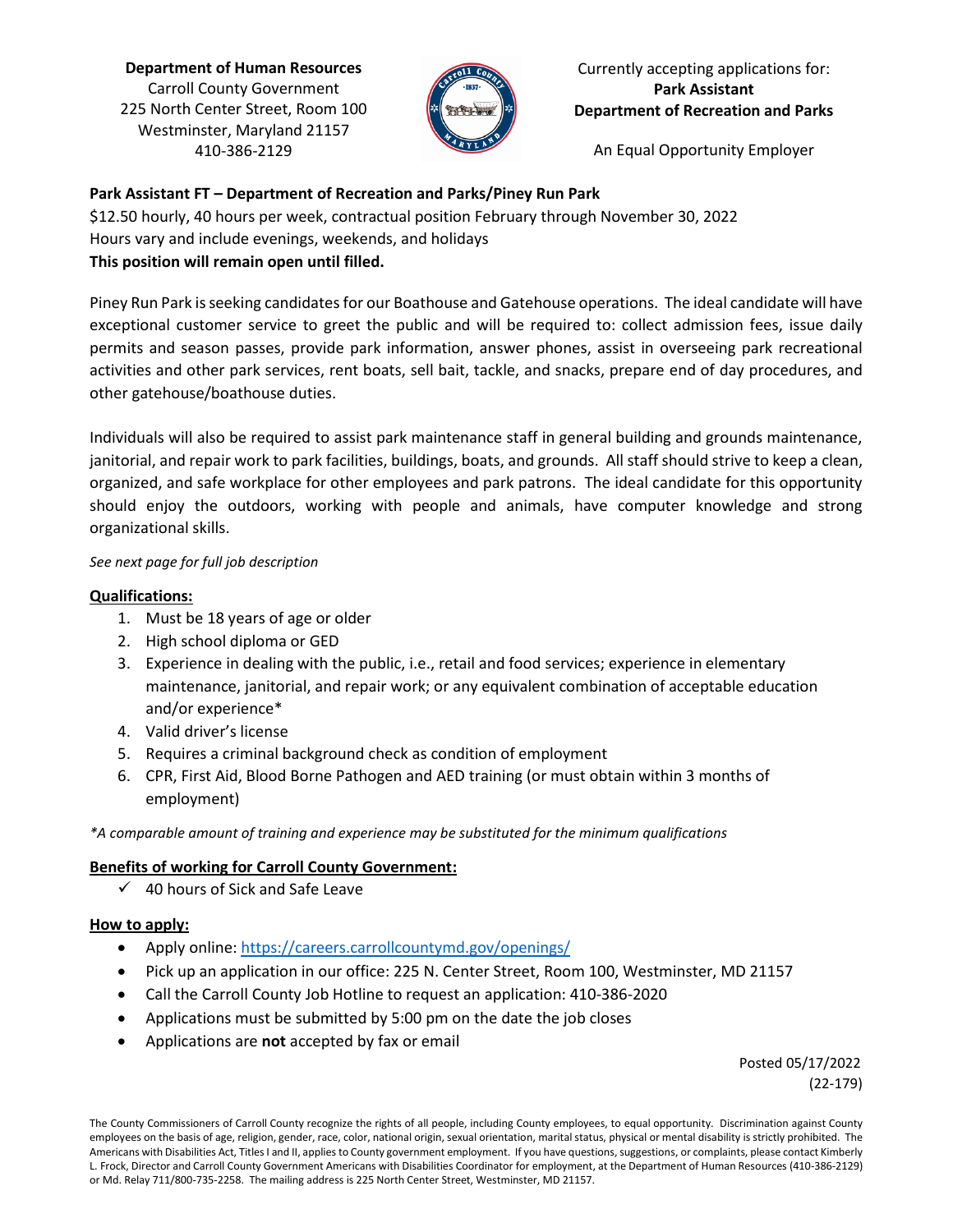**Department of Human Resources**
Carroll County Government
225 North Center Street, Room 100
Westminster, Maryland 21157
410-386-2129

Currently accepting applications for:
**Park Assistant**
**Department of Recreation and Parks**

An Equal Opportunity Employer

**Park Assistant FT – Department of Recreation and Parks/Piney Run Park**
$12.50 hourly, 40 hours per week, contractual position February through November 30, 2022
Hours vary and include evenings, weekends, and holidays
**This position will remain open until filled.**

Piney Run Park is seeking candidates for our Boathouse and Gatehouse operations. The ideal candidate will have exceptional customer service to greet the public and will be required to: collect admission fees, issue daily permits and season passes, provide park information, answer phones, assist in overseeing park recreational activities and other park services, rent boats, sell bait, tackle, and snacks, prepare end of day procedures, and other gatehouse/boathouse duties.

Individuals will also be required to assist park maintenance staff in general building and grounds maintenance, janitorial, and repair work to park facilities, buildings, boats, and grounds. All staff should strive to keep a clean, organized, and safe workplace for other employees and park patrons. The ideal candidate for this opportunity should enjoy the outdoors, working with people and animals, have computer knowledge and strong organizational skills.

*See next page for full job description*

**Qualifications:**

1. Must be 18 years of age or older
2. High school diploma or GED
3. Experience in dealing with the public, i.e., retail and food services; experience in elementary maintenance, janitorial, and repair work; or any equivalent combination of acceptable education and/or experience*
4. Valid driver's license
5. Requires a criminal background check as condition of employment
6. CPR, First Aid, Blood Borne Pathogen and AED training (or must obtain within 3 months of employment)

*\*A comparable amount of training and experience may be substituted for the minimum qualifications*

**Benefits of working for Carroll County Government:**

- ✓ 40 hours of Sick and Safe Leave

**How to apply:**

- Apply online: https://careers.carrollcountymd.gov/openings/
- Pick up an application in our office: 225 N. Center Street, Room 100, Westminster, MD 21157
- Call the Carroll County Job Hotline to request an application: 410-386-2020
- Applications must be submitted by 5:00 pm on the date the job closes
- Applications are **not** accepted by fax or email

Posted 05/17/2022
(22-179)

The County Commissioners of Carroll County recognize the rights of all people, including County employees, to equal opportunity. Discrimination against County employees on the basis of age, religion, gender, race, color, national origin, sexual orientation, marital status, physical or mental disability is strictly prohibited. The Americans with Disabilities Act, Titles I and II, applies to County government employment. If you have questions, suggestions, or complaints, please contact Kimberly L. Frock, Director and Carroll County Government Americans with Disabilities Coordinator for employment, at the Department of Human Resources (410-386-2129) or Md. Relay 711/800-735-2258. The mailing address is 225 North Center Street, Westminster, MD 21157.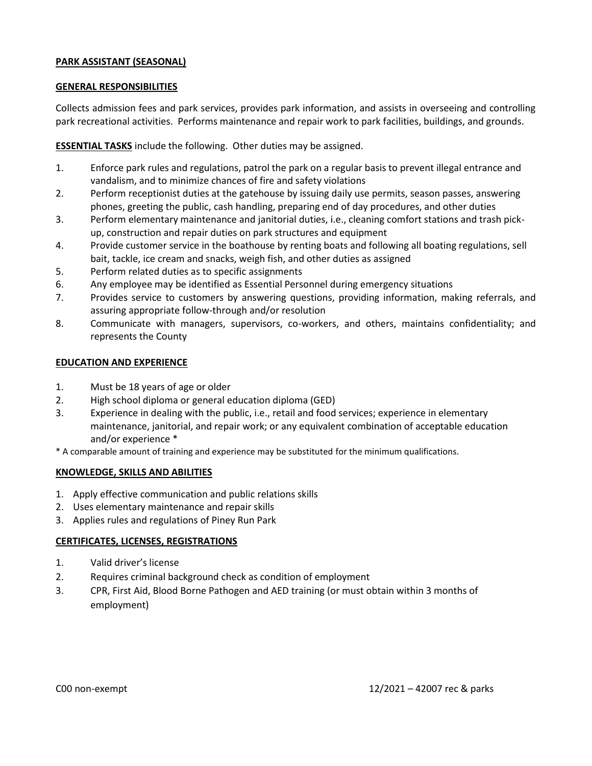**PARK ASSISTANT (SEASONAL)**

**GENERAL RESPONSIBILITIES**

Collects admission fees and park services, provides park information, and assists in overseeing and controlling park recreational activities. Performs maintenance and repair work to park facilities, buildings, and grounds.

**ESSENTIAL TASKS** include the following. Other duties may be assigned.

1. Enforce park rules and regulations, patrol the park on a regular basis to prevent illegal entrance and vandalism, and to minimize chances of fire and safety violations
2. Perform receptionist duties at the gatehouse by issuing daily use permits, season passes, answering phones, greeting the public, cash handling, preparing end of day procedures, and other duties
3. Perform elementary maintenance and janitorial duties, i.e., cleaning comfort stations and trash pick-up, construction and repair duties on park structures and equipment
4. Provide customer service in the boathouse by renting boats and following all boating regulations, sell bait, tackle, ice cream and snacks, weigh fish, and other duties as assigned
5. Perform related duties as to specific assignments
6. Any employee may be identified as Essential Personnel during emergency situations
7. Provides service to customers by answering questions, providing information, making referrals, and assuring appropriate follow-through and/or resolution
8. Communicate with managers, supervisors, co-workers, and others, maintains confidentiality; and represents the County

**EDUCATION AND EXPERIENCE**

1. Must be 18 years of age or older
2. High school diploma or general education diploma (GED)
3. Experience in dealing with the public, i.e., retail and food services; experience in elementary maintenance, janitorial, and repair work; or any equivalent combination of acceptable education and/or experience *

* A comparable amount of training and experience may be substituted for the minimum qualifications.

**KNOWLEDGE, SKILLS AND ABILITIES**

1. Apply effective communication and public relations skills
2. Uses elementary maintenance and repair skills
3. Applies rules and regulations of Piney Run Park

**CERTIFICATES, LICENSES, REGISTRATIONS**

1. Valid driver's license
2. Requires criminal background check as condition of employment
3. CPR, First Aid, Blood Borne Pathogen and AED training (or must obtain within 3 months of employment)

C00 non-exempt 12/2021 – 42007 rec & parks